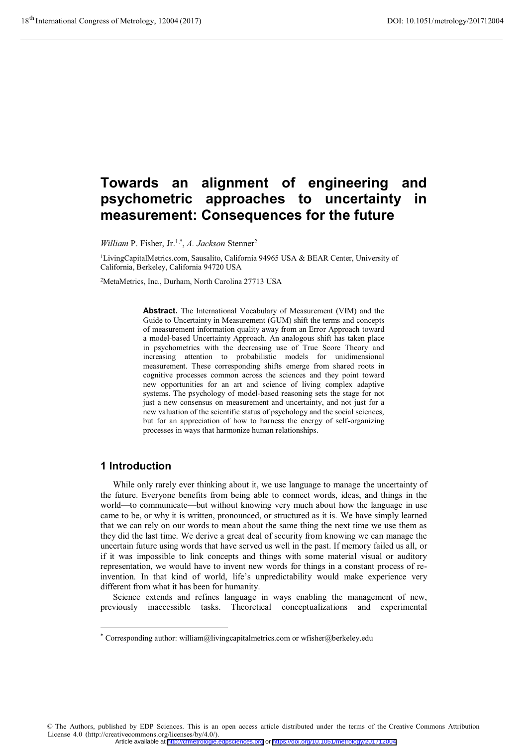# Towards an alignment of engineering and psychometric approaches to uncertainty in measurement: Consequences for the future

*William* P. Fisher, Jr.[1,*], *A. Jackson* Stenner[2]

[1]LivingCapitalMetrics.com, Sausalito, California 94965 USA & BEAR Center, University of California, Berkeley, California 94720 USA

[2]MetaMetrics, Inc., Durham, North Carolina 27713 USA

**Abstract.** The International Vocabulary of Measurement (VIM) and the Guide to Uncertainty in Measurement (GUM) shift the terms and concepts of measurement information quality away from an Error Approach toward a model-based Uncertainty Approach. An analogous shift has taken place in psychometrics with the decreasing use of True Score Theory and increasing attention to probabilistic models for unidimensional measurement. These corresponding shifts emerge from shared roots in cognitive processes common across the sciences and they point toward new opportunities for an art and science of living complex adaptive systems. The psychology of model-based reasoning sets the stage for not just a new consensus on measurement and uncertainty, and not just for a new valuation of the scientific status of psychology and the social sciences, but for an appreciation of how to harness the energy of self-organizing processes in ways that harmonize human relationships.

## 1 Introduction

While only rarely ever thinking about it, we use language to manage the uncertainty of the future. Everyone benefits from being able to connect words, ideas, and things in the world—to communicate—but without knowing very much about how the language in use came to be, or why it is written, pronounced, or structured as it is. We have simply learned that we can rely on our words to mean about the same thing the next time we use them as they did the last time. We derive a great deal of security from knowing we can manage the uncertain future using words that have served us well in the past. If memory failed us all, or if it was impossible to link concepts and things with some material visual or auditory representation, we would have to invent new words for things in a constant process of re-invention. In that kind of world, life's unpredictability would make experience very different from what it has been for humanity.

Science extends and refines language in ways enabling the management of new, previously inaccessible tasks. Theoretical conceptualizations and experimental

[*] Corresponding author: william@livingcapitalmetrics.com or wfisher@berkeley.edu

© The Authors, published by EDP Sciences. This is an open access article distributed under the terms of the Creative Commons Attribution License 4.0 (http://creativecommons.org/licenses/by/4.0/).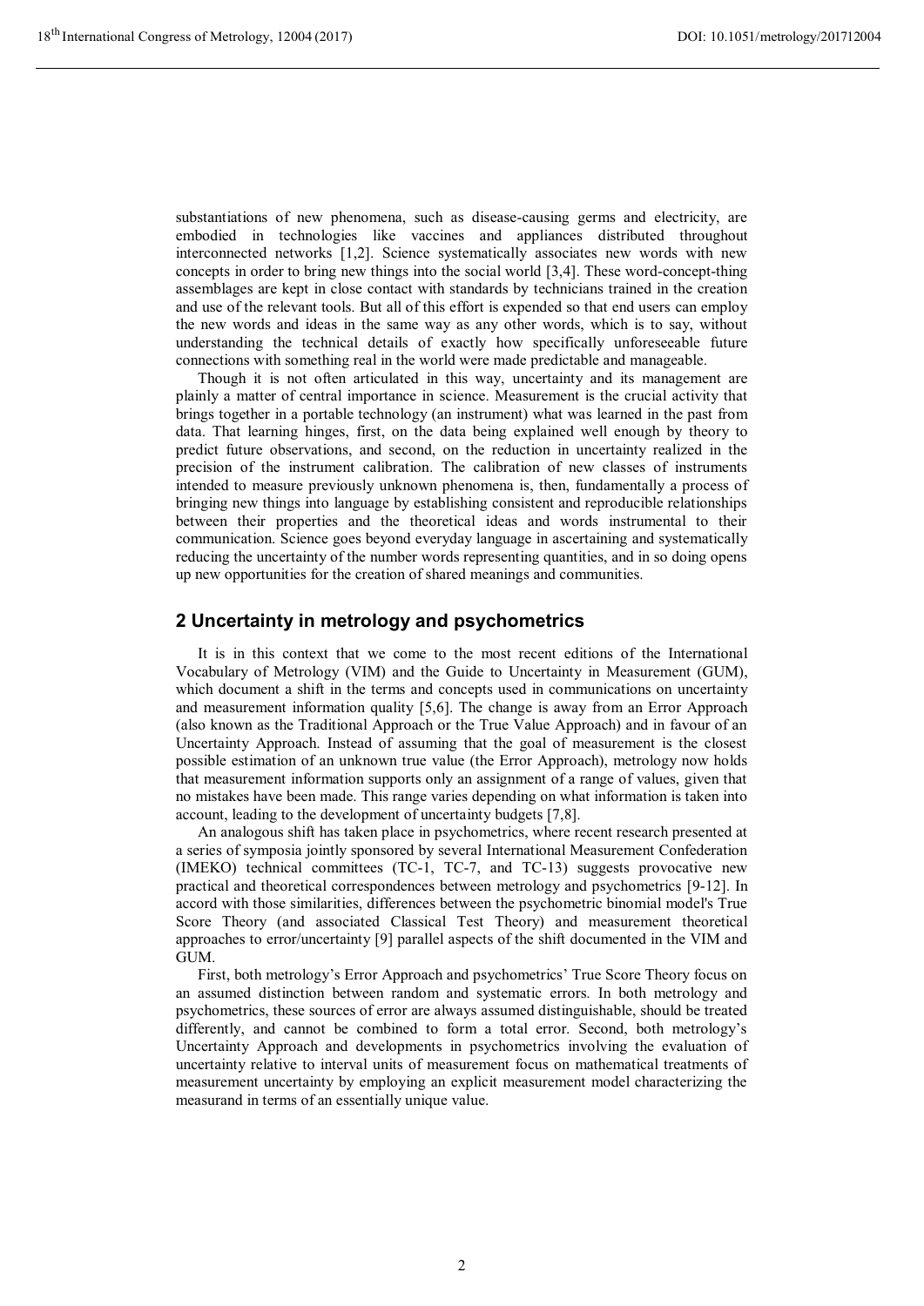substantiations of new phenomena, such as disease-causing germs and electricity, are embodied in technologies like vaccines and appliances distributed throughout interconnected networks [1,2]. Science systematically associates new words with new concepts in order to bring new things into the social world [3,4]. These word-concept-thing assemblages are kept in close contact with standards by technicians trained in the creation and use of the relevant tools. But all of this effort is expended so that end users can employ the new words and ideas in the same way as any other words, which is to say, without understanding the technical details of exactly how specifically unforeseeable future connections with something real in the world were made predictable and manageable.

Though it is not often articulated in this way, uncertainty and its management are plainly a matter of central importance in science. Measurement is the crucial activity that brings together in a portable technology (an instrument) what was learned in the past from data. That learning hinges, first, on the data being explained well enough by theory to predict future observations, and second, on the reduction in uncertainty realized in the precision of the instrument calibration. The calibration of new classes of instruments intended to measure previously unknown phenomena is, then, fundamentally a process of bringing new things into language by establishing consistent and reproducible relationships between their properties and the theoretical ideas and words instrumental to their communication. Science goes beyond everyday language in ascertaining and systematically reducing the uncertainty of the number words representing quantities, and in so doing opens up new opportunities for the creation of shared meanings and communities.

## 2 Uncertainty in metrology and psychometrics

It is in this context that we come to the most recent editions of the International Vocabulary of Metrology (VIM) and the Guide to Uncertainty in Measurement (GUM), which document a shift in the terms and concepts used in communications on uncertainty and measurement information quality [5,6]. The change is away from an Error Approach (also known as the Traditional Approach or the True Value Approach) and in favour of an Uncertainty Approach. Instead of assuming that the goal of measurement is the closest possible estimation of an unknown true value (the Error Approach), metrology now holds that measurement information supports only an assignment of a range of values, given that no mistakes have been made. This range varies depending on what information is taken into account, leading to the development of uncertainty budgets [7,8].

An analogous shift has taken place in psychometrics, where recent research presented at a series of symposia jointly sponsored by several International Measurement Confederation (IMEKO) technical committees (TC-1, TC-7, and TC-13) suggests provocative new practical and theoretical correspondences between metrology and psychometrics [9-12]. In accord with those similarities, differences between the psychometric binomial model's True Score Theory (and associated Classical Test Theory) and measurement theoretical approaches to error/uncertainty [9] parallel aspects of the shift documented in the VIM and GUM.

First, both metrology's Error Approach and psychometrics' True Score Theory focus on an assumed distinction between random and systematic errors. In both metrology and psychometrics, these sources of error are always assumed distinguishable, should be treated differently, and cannot be combined to form a total error. Second, both metrology's Uncertainty Approach and developments in psychometrics involving the evaluation of uncertainty relative to interval units of measurement focus on mathematical treatments of measurement uncertainty by employing an explicit measurement model characterizing the measurand in terms of an essentially unique value.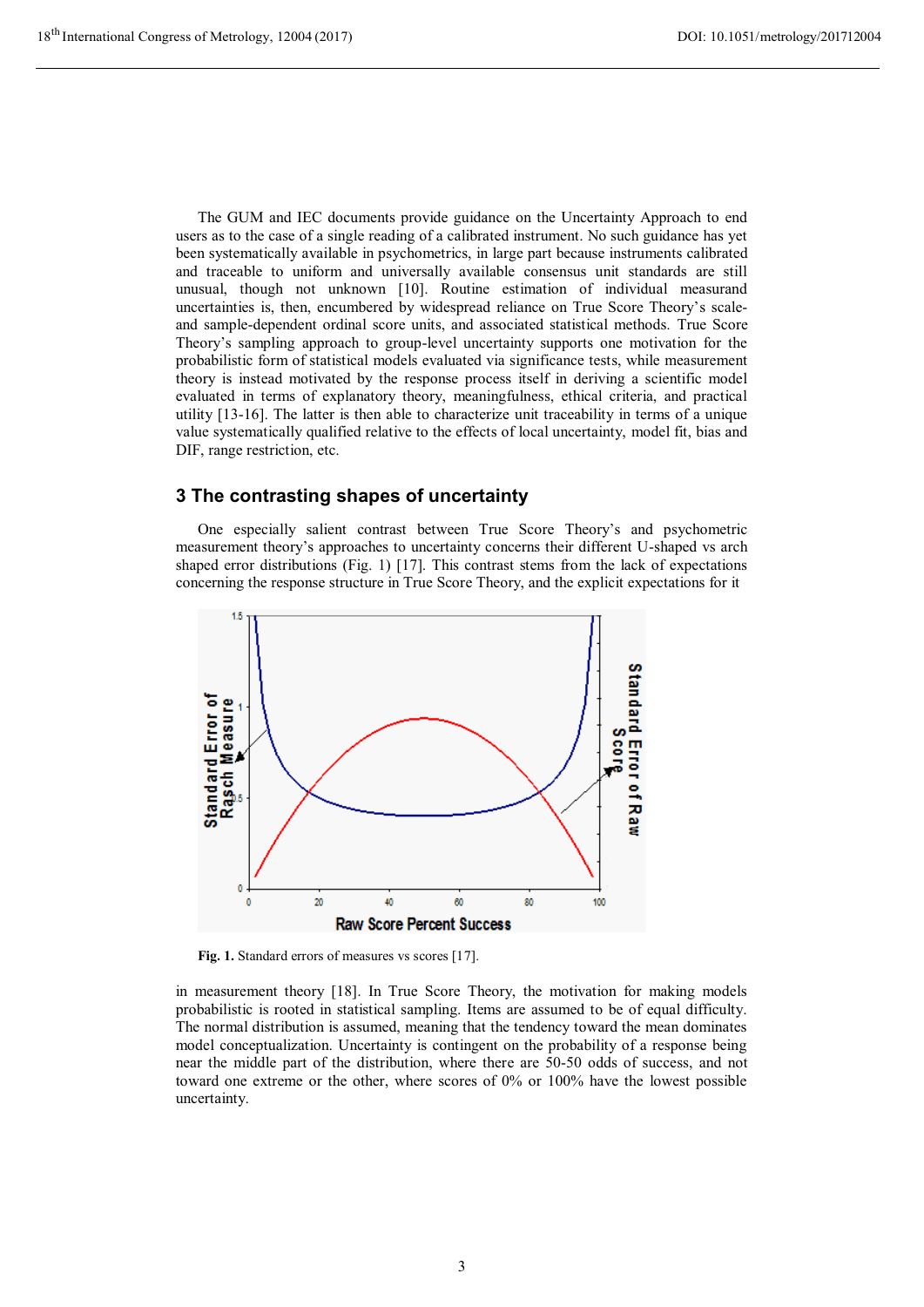The GUM and IEC documents provide guidance on the Uncertainty Approach to end users as to the case of a single reading of a calibrated instrument. No such guidance has yet been systematically available in psychometrics, in large part because instruments calibrated and traceable to uniform and universally available consensus unit standards are still unusual, though not unknown [10]. Routine estimation of individual measurand uncertainties is, then, encumbered by widespread reliance on True Score Theory's scale- and sample-dependent ordinal score units, and associated statistical methods. True Score Theory's sampling approach to group-level uncertainty supports one motivation for the probabilistic form of statistical models evaluated via significance tests, while measurement theory is instead motivated by the response process itself in deriving a scientific model evaluated in terms of explanatory theory, meaningfulness, ethical criteria, and practical utility [13-16]. The latter is then able to characterize unit traceability in terms of a unique value systematically qualified relative to the effects of local uncertainty, model fit, bias and DIF, range restriction, etc.

## 3 The contrasting shapes of uncertainty

One especially salient contrast between True Score Theory's and psychometric measurement theory's approaches to uncertainty concerns their different U-shaped vs arch shaped error distributions (Fig. 1) [17]. This contrast stems from the lack of expectations concerning the response structure in True Score Theory, and the explicit expectations for it

**Fig. 1.** Standard errors of measures vs scores [17].

in measurement theory [18]. In True Score Theory, the motivation for making models probabilistic is rooted in statistical sampling. Items are assumed to be of equal difficulty. The normal distribution is assumed, meaning that the tendency toward the mean dominates model conceptualization. Uncertainty is contingent on the probability of a response being near the middle part of the distribution, where there are 50-50 odds of success, and not toward one extreme or the other, where scores of 0% or 100% have the lowest possible uncertainty.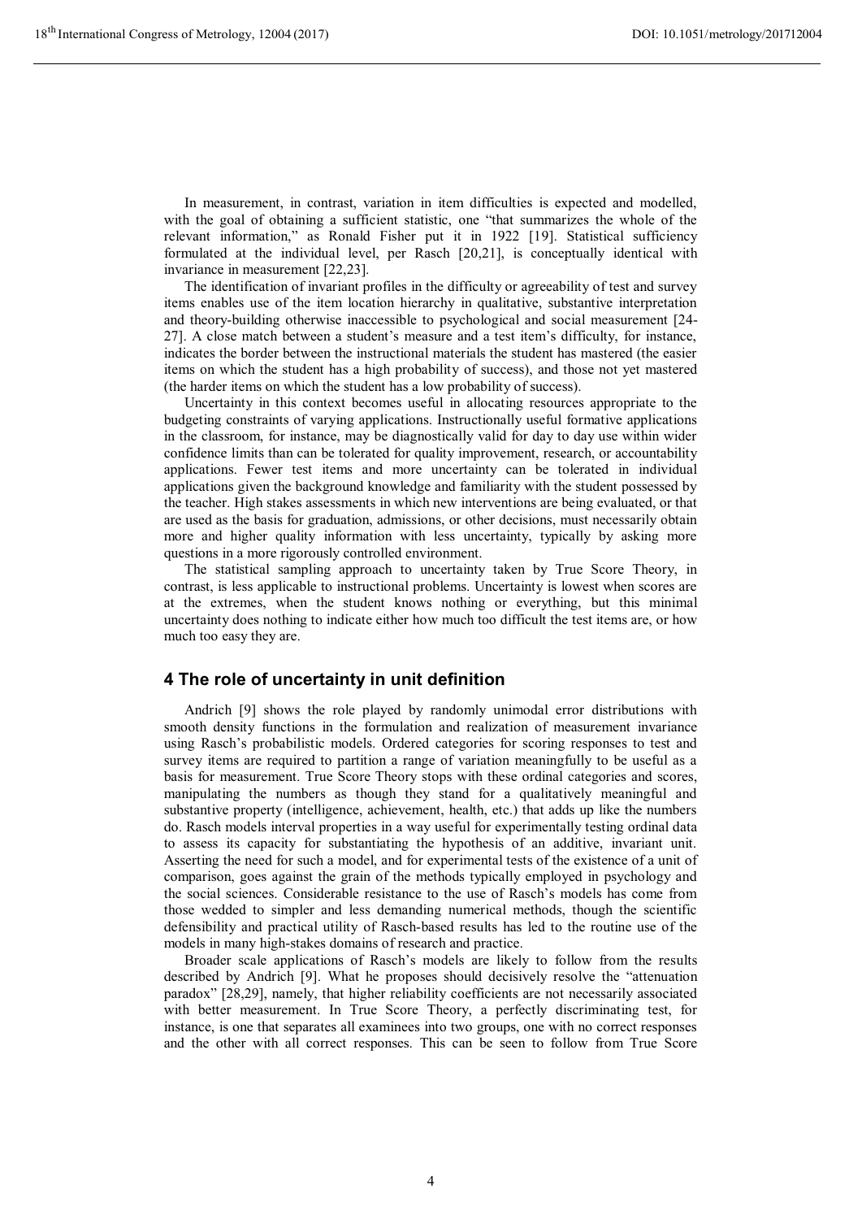In measurement, in contrast, variation in item difficulties is expected and modelled, with the goal of obtaining a sufficient statistic, one "that summarizes the whole of the relevant information," as Ronald Fisher put it in 1922 [19]. Statistical sufficiency formulated at the individual level, per Rasch [20,21], is conceptually identical with invariance in measurement [22,23].

The identification of invariant profiles in the difficulty or agreeability of test and survey items enables use of the item location hierarchy in qualitative, substantive interpretation and theory-building otherwise inaccessible to psychological and social measurement [24-27]. A close match between a student's measure and a test item's difficulty, for instance, indicates the border between the instructional materials the student has mastered (the easier items on which the student has a high probability of success), and those not yet mastered (the harder items on which the student has a low probability of success).

Uncertainty in this context becomes useful in allocating resources appropriate to the budgeting constraints of varying applications. Instructionally useful formative applications in the classroom, for instance, may be diagnostically valid for day to day use within wider confidence limits than can be tolerated for quality improvement, research, or accountability applications. Fewer test items and more uncertainty can be tolerated in individual applications given the background knowledge and familiarity with the student possessed by the teacher. High stakes assessments in which new interventions are being evaluated, or that are used as the basis for graduation, admissions, or other decisions, must necessarily obtain more and higher quality information with less uncertainty, typically by asking more questions in a more rigorously controlled environment.

The statistical sampling approach to uncertainty taken by True Score Theory, in contrast, is less applicable to instructional problems. Uncertainty is lowest when scores are at the extremes, when the student knows nothing or everything, but this minimal uncertainty does nothing to indicate either how much too difficult the test items are, or how much too easy they are.

## 4 The role of uncertainty in unit definition

Andrich [9] shows the role played by randomly unimodal error distributions with smooth density functions in the formulation and realization of measurement invariance using Rasch's probabilistic models. Ordered categories for scoring responses to test and survey items are required to partition a range of variation meaningfully to be useful as a basis for measurement. True Score Theory stops with these ordinal categories and scores, manipulating the numbers as though they stand for a qualitatively meaningful and substantive property (intelligence, achievement, health, etc.) that adds up like the numbers do. Rasch models interval properties in a way useful for experimentally testing ordinal data to assess its capacity for substantiating the hypothesis of an additive, invariant unit. Asserting the need for such a model, and for experimental tests of the existence of a unit of comparison, goes against the grain of the methods typically employed in psychology and the social sciences. Considerable resistance to the use of Rasch's models has come from those wedded to simpler and less demanding numerical methods, though the scientific defensibility and practical utility of Rasch-based results has led to the routine use of the models in many high-stakes domains of research and practice.

Broader scale applications of Rasch's models are likely to follow from the results described by Andrich [9]. What he proposes should decisively resolve the "attenuation paradox" [28,29], namely, that higher reliability coefficients are not necessarily associated with better measurement. In True Score Theory, a perfectly discriminating test, for instance, is one that separates all examinees into two groups, one with no correct responses and the other with all correct responses. This can be seen to follow from True Score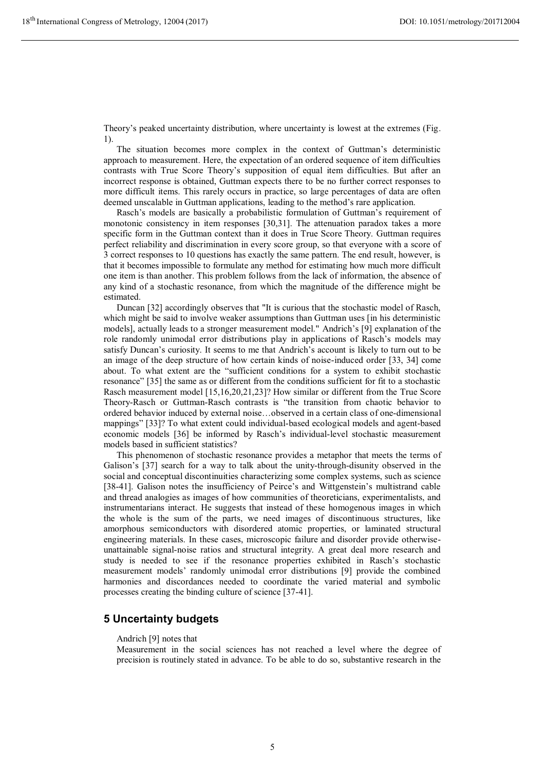Theory's peaked uncertainty distribution, where uncertainty is lowest at the extremes (Fig. 1).

The situation becomes more complex in the context of Guttman's deterministic approach to measurement. Here, the expectation of an ordered sequence of item difficulties contrasts with True Score Theory's supposition of equal item difficulties. But after an incorrect response is obtained, Guttman expects there to be no further correct responses to more difficult items. This rarely occurs in practice, so large percentages of data are often deemed unscalable in Guttman applications, leading to the method's rare application.

Rasch's models are basically a probabilistic formulation of Guttman's requirement of monotonic consistency in item responses [30,31]. The attenuation paradox takes a more specific form in the Guttman context than it does in True Score Theory. Guttman requires perfect reliability and discrimination in every score group, so that everyone with a score of 3 correct responses to 10 questions has exactly the same pattern. The end result, however, is that it becomes impossible to formulate any method for estimating how much more difficult one item is than another. This problem follows from the lack of information, the absence of any kind of a stochastic resonance, from which the magnitude of the difference might be estimated.

Duncan [32] accordingly observes that "It is curious that the stochastic model of Rasch, which might be said to involve weaker assumptions than Guttman uses [in his deterministic models], actually leads to a stronger measurement model." Andrich's [9] explanation of the role randomly unimodal error distributions play in applications of Rasch's models may satisfy Duncan's curiosity. It seems to me that Andrich's account is likely to turn out to be an image of the deep structure of how certain kinds of noise-induced order [33, 34] come about. To what extent are the "sufficient conditions for a system to exhibit stochastic resonance" [35] the same as or different from the conditions sufficient for fit to a stochastic Rasch measurement model [15,16,20,21,23]? How similar or different from the True Score Theory-Rasch or Guttman-Rasch contrasts is "the transition from chaotic behavior to ordered behavior induced by external noise…observed in a certain class of one-dimensional mappings" [33]? To what extent could individual-based ecological models and agent-based economic models [36] be informed by Rasch's individual-level stochastic measurement models based in sufficient statistics?

This phenomenon of stochastic resonance provides a metaphor that meets the terms of Galison's [37] search for a way to talk about the unity-through-disunity observed in the social and conceptual discontinuities characterizing some complex systems, such as science [38-41]. Galison notes the insufficiency of Peirce's and Wittgenstein's multistrand cable and thread analogies as images of how communities of theoreticians, experimentalists, and instrumentarians interact. He suggests that instead of these homogenous images in which the whole is the sum of the parts, we need images of discontinuous structures, like amorphous semiconductors with disordered atomic properties, or laminated structural engineering materials. In these cases, microscopic failure and disorder provide otherwise-unattainable signal-noise ratios and structural integrity. A great deal more research and study is needed to see if the resonance properties exhibited in Rasch's stochastic measurement models' randomly unimodal error distributions [9] provide the combined harmonies and discordances needed to coordinate the varied material and symbolic processes creating the binding culture of science [37-41].

## 5 Uncertainty budgets

Andrich [9] notes that

> Measurement in the social sciences has not reached a level where the degree of precision is routinely stated in advance. To be able to do so, substantive research in the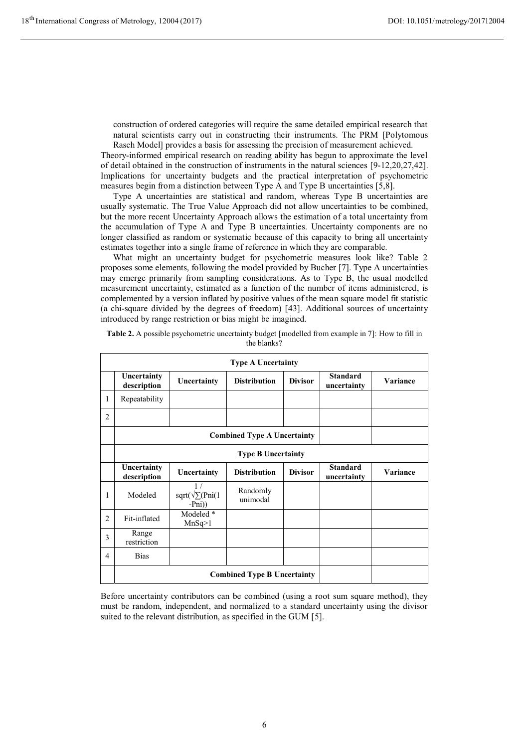> construction of ordered categories will require the same detailed empirical research that natural scientists carry out in constructing their instruments. The PRM [Polytomous Rasch Model] provides a basis for assessing the precision of measurement achieved.

Theory-informed empirical research on reading ability has begun to approximate the level of detail obtained in the construction of instruments in the natural sciences [9-12,20,27,42]. Implications for uncertainty budgets and the practical interpretation of psychometric measures begin from a distinction between Type A and Type B uncertainties [5,8].

Type A uncertainties are statistical and random, whereas Type B uncertainties are usually systematic. The True Value Approach did not allow uncertainties to be combined, but the more recent Uncertainty Approach allows the estimation of a total uncertainty from the accumulation of Type A and Type B uncertainties. Uncertainty components are no longer classified as random or systematic because of this capacity to bring all uncertainty estimates together into a single frame of reference in which they are comparable.

What might an uncertainty budget for psychometric measures look like? Table 2 proposes some elements, following the model provided by Bucher [7]. Type A uncertainties may emerge primarily from sampling considerations. As to Type B, the usual modelled measurement uncertainty, estimated as a function of the number of items administered, is complemented by a version inflated by positive values of the mean square model fit statistic (a chi-square divided by the degrees of freedom) [43]. Additional sources of uncertainty introduced by range restriction or bias might be imagined.

**Table 2.** A possible psychometric uncertainty budget [modelled from example in 7]: How to fill in the blanks?

| | **Type A Uncertainty** | | | | | |
|---|---|---|---|---|---|---|
| | **Uncertainty description** | **Uncertainty** | **Distribution** | **Divisor** | **Standard uncertainty** | **Variance** |
| 1 | Repeatability | | | | | |
| 2 | | | | | | |
| | **Combined Type A Uncertainty** | | | | | |
| | **Type B Uncertainty** | | | | | |
| | **Uncertainty description** | **Uncertainty** | **Distribution** | **Divisor** | **Standard uncertainty** | **Variance** |
| 1 | Modeled | 1 / sqrt(√∑(Pni(1 -Pni)) | Randomly unimodal | | | |
| 2 | Fit-inflated | Modeled * MnSq>1 | | | | |
| 3 | Range restriction | | | | | |
| 4 | Bias | | | | | |
| | **Combined Type B Uncertainty** | | | | | |

Before uncertainty contributors can be combined (using a root sum square method), they must be random, independent, and normalized to a standard uncertainty using the divisor suited to the relevant distribution, as specified in the GUM [5].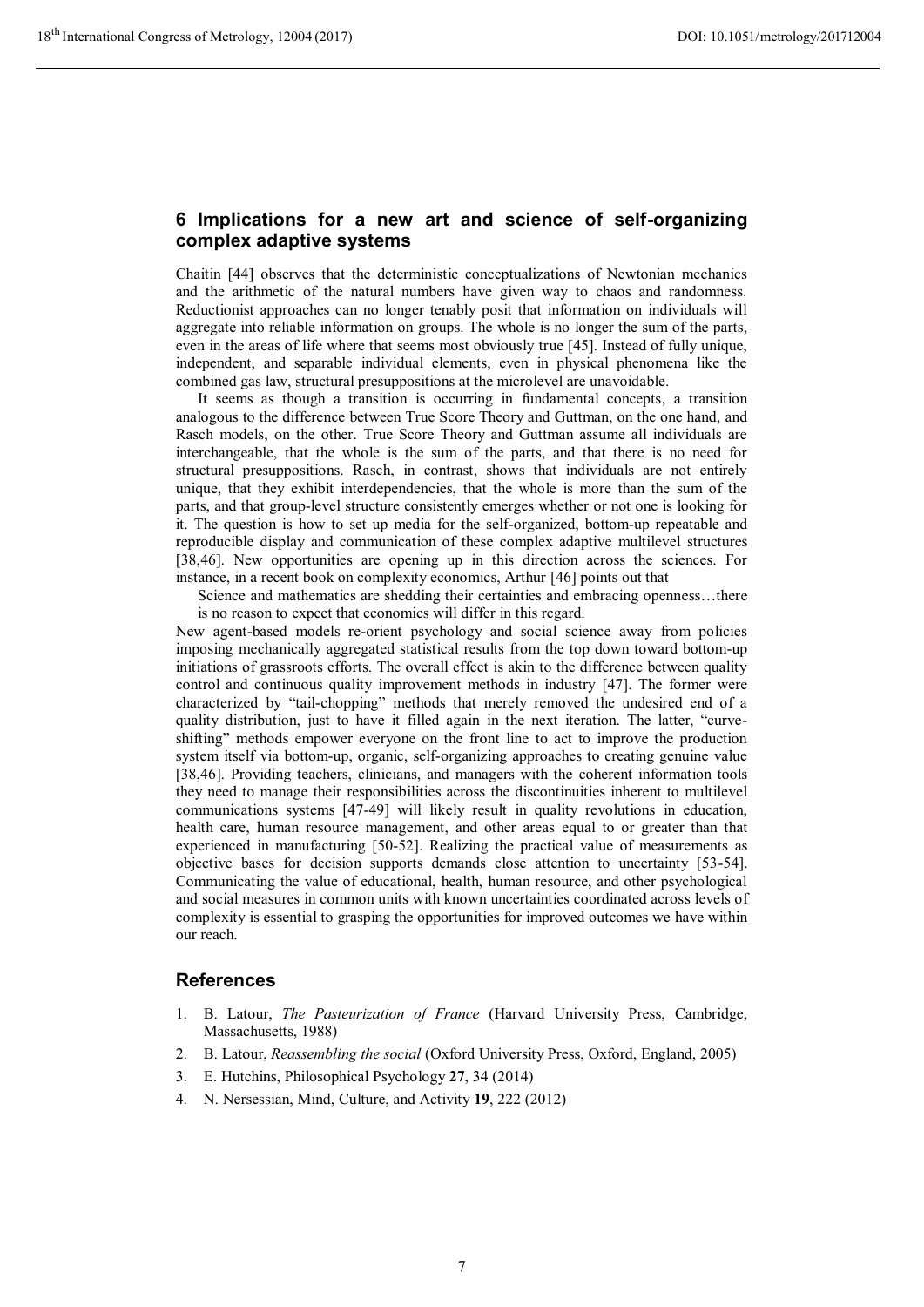## 6 Implications for a new art and science of self-organizing complex adaptive systems

Chaitin [44] observes that the deterministic conceptualizations of Newtonian mechanics and the arithmetic of the natural numbers have given way to chaos and randomness. Reductionist approaches can no longer tenably posit that information on individuals will aggregate into reliable information on groups. The whole is no longer the sum of the parts, even in the areas of life where that seems most obviously true [45]. Instead of fully unique, independent, and separable individual elements, even in physical phenomena like the combined gas law, structural presuppositions at the microlevel are unavoidable.

It seems as though a transition is occurring in fundamental concepts, a transition analogous to the difference between True Score Theory and Guttman, on the one hand, and Rasch models, on the other. True Score Theory and Guttman assume all individuals are interchangeable, that the whole is the sum of the parts, and that there is no need for structural presuppositions. Rasch, in contrast, shows that individuals are not entirely unique, that they exhibit interdependencies, that the whole is more than the sum of the parts, and that group-level structure consistently emerges whether or not one is looking for it. The question is how to set up media for the self-organized, bottom-up repeatable and reproducible display and communication of these complex adaptive multilevel structures [38,46]. New opportunities are opening up in this direction across the sciences. For instance, in a recent book on complexity economics, Arthur [46] points out that

> Science and mathematics are shedding their certainties and embracing openness…there is no reason to expect that economics will differ in this regard.

New agent-based models re-orient psychology and social science away from policies imposing mechanically aggregated statistical results from the top down toward bottom-up initiations of grassroots efforts. The overall effect is akin to the difference between quality control and continuous quality improvement methods in industry [47]. The former were characterized by "tail-chopping" methods that merely removed the undesired end of a quality distribution, just to have it filled again in the next iteration. The latter, "curve-shifting" methods empower everyone on the front line to act to improve the production system itself via bottom-up, organic, self-organizing approaches to creating genuine value [38,46]. Providing teachers, clinicians, and managers with the coherent information tools they need to manage their responsibilities across the discontinuities inherent to multilevel communications systems [47-49] will likely result in quality revolutions in education, health care, human resource management, and other areas equal to or greater than that experienced in manufacturing [50-52]. Realizing the practical value of measurements as objective bases for decision supports demands close attention to uncertainty [53-54]. Communicating the value of educational, health, human resource, and other psychological and social measures in common units with known uncertainties coordinated across levels of complexity is essential to grasping the opportunities for improved outcomes we have within our reach.

## References

1. B. Latour, *The Pasteurization of France* (Harvard University Press, Cambridge, Massachusetts, 1988)
2. B. Latour, *Reassembling the social* (Oxford University Press, Oxford, England, 2005)
3. E. Hutchins, Philosophical Psychology **27**, 34 (2014)
4. N. Nersessian, Mind, Culture, and Activity **19**, 222 (2012)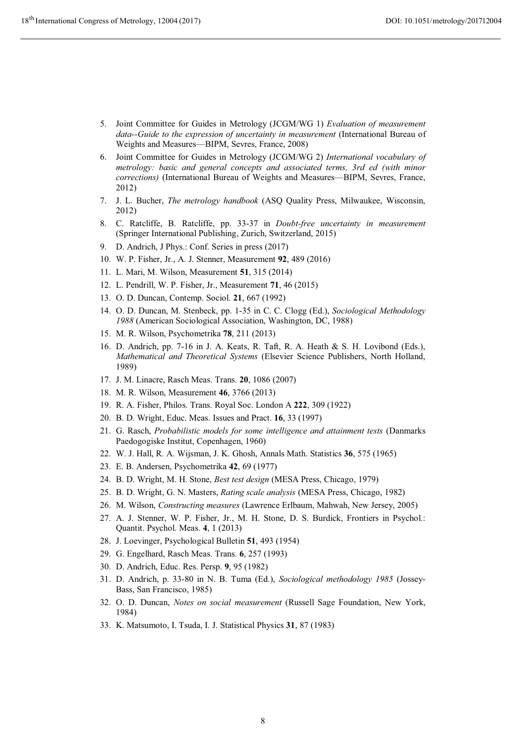5. Joint Committee for Guides in Metrology (JCGM/WG 1) *Evaluation of measurement data--Guide to the expression of uncertainty in measurement* (International Bureau of Weights and Measures—BIPM, Sevres, France, 2008)
6. Joint Committee for Guides in Metrology (JCGM/WG 2) *International vocabulary of metrology: basic and general concepts and associated terms, 3rd ed (with minor corrections)* (International Bureau of Weights and Measures—BIPM, Sevres, France, 2012)
7. J. L. Bucher, *The metrology handbook* (ASQ Quality Press, Milwaukee, Wisconsin, 2012)
8. C. Ratcliffe, B. Ratcliffe, pp. 33-37 in *Doubt-free uncertainty in measurement* (Springer International Publishing, Zurich, Switzerland, 2015)
9. D. Andrich, J Phys.: Conf. Series in press (2017)
10. W. P. Fisher, Jr., A. J. Stenner, Measurement **92**, 489 (2016)
11. L. Mari, M. Wilson, Measurement **51**, 315 (2014)
12. L. Pendrill, W. P. Fisher, Jr., Measurement **71**, 46 (2015)
13. O. D. Duncan, Contemp. Sociol. **21**, 667 (1992)
14. O. D. Duncan, M. Stenbeck, pp. 1-35 in C. C. Clogg (Ed.), *Sociological Methodology 1988* (American Sociological Association, Washington, DC, 1988)
15. M. R. Wilson, Psychometrika **78**, 211 (2013)
16. D. Andrich, pp. 7-16 in J. A. Keats, R. Taft, R. A. Heath & S. H. Lovibond (Eds.), *Mathematical and Theoretical Systems* (Elsevier Science Publishers, North Holland, 1989)
17. J. M. Linacre, Rasch Meas. Trans. **20**, 1086 (2007)
18. M. R. Wilson, Measurement **46**, 3766 (2013)
19. R. A. Fisher, Philos. Trans. Royal Soc. London A **222**, 309 (1922)
20. B. D. Wright, Educ. Meas. Issues and Pract. **16**, 33 (1997)
21. G. Rasch, *Probabilistic models for some intelligence and attainment tests* (Danmarks Paedogogiske Institut, Copenhagen, 1960)
22. W. J. Hall, R. A. Wijsman, J. K. Ghosh, Annals Math. Statistics **36**, 575 (1965)
23. E. B. Andersen, Psychometrika **42**, 69 (1977)
24. B. D. Wright, M. H. Stone, *Best test design* (MESA Press, Chicago, 1979)
25. B. D. Wright, G. N. Masters, *Rating scale analysis* (MESA Press, Chicago, 1982)
26. M. Wilson, *Constructing measures* (Lawrence Erlbaum, Mahwah, New Jersey, 2005)
27. A. J. Stenner, W. P. Fisher, Jr., M. H. Stone, D. S. Burdick, Frontiers in Psychol.: Quantit. Psychol. Meas. **4**, 1 (2013)
28. J. Loevinger, Psychological Bulletin **51**, 493 (1954)
29. G. Engelhard, Rasch Meas. Trans. **6**, 257 (1993)
30. D. Andrich, Educ. Res. Persp. **9**, 95 (1982)
31. D. Andrich, p. 33-80 in N. B. Tuma (Ed.), *Sociological methodology 1985* (Jossey-Bass, San Francisco, 1985)
32. O. D. Duncan, *Notes on social measurement* (Russell Sage Foundation, New York, 1984)
33. K. Matsumoto, I. Tsuda, I. J. Statistical Physics **31**, 87 (1983)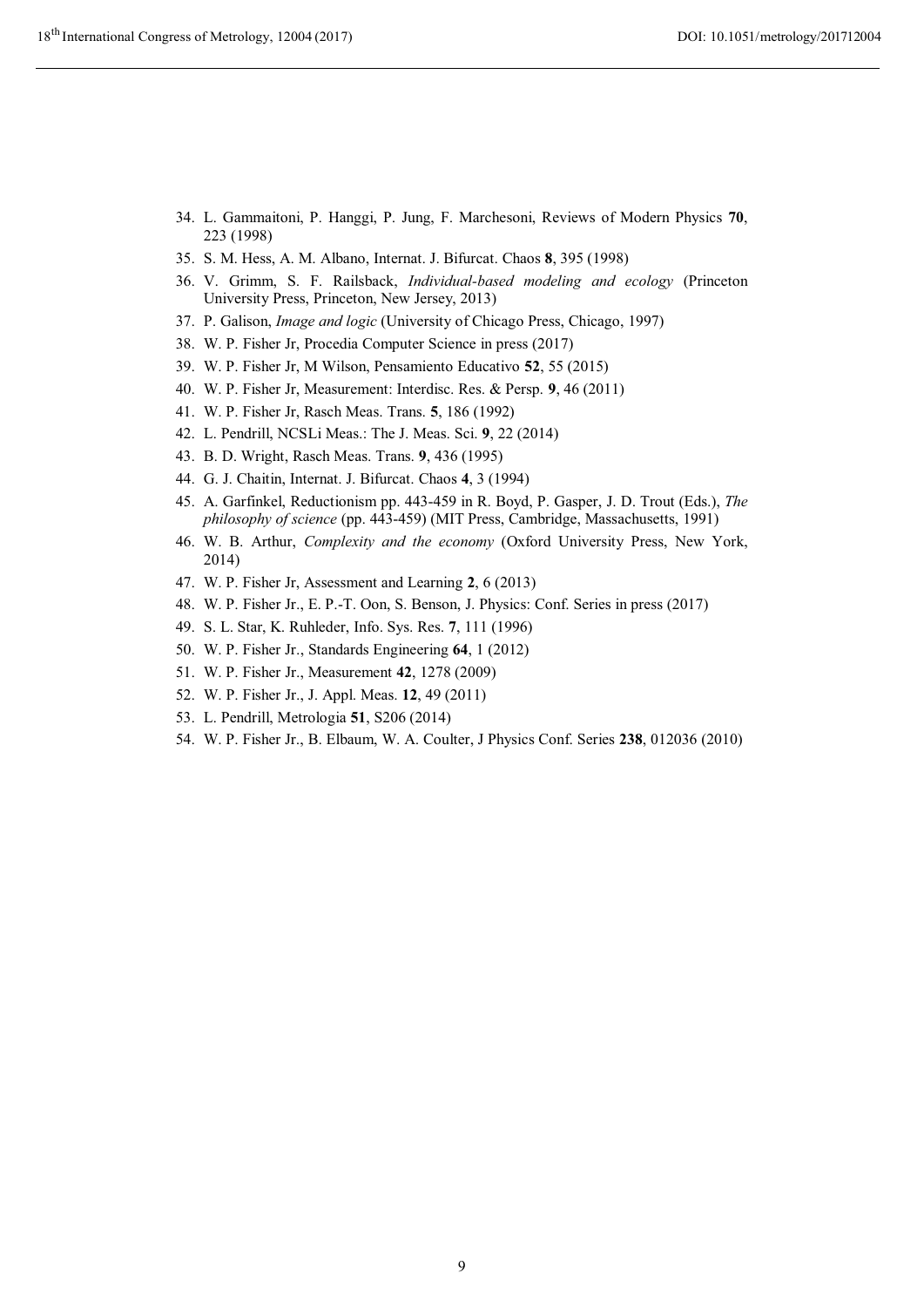34. L. Gammaitoni, P. Hanggi, P. Jung, F. Marchesoni, Reviews of Modern Physics **70**, 223 (1998)
35. S. M. Hess, A. M. Albano, Internat. J. Bifurcat. Chaos **8**, 395 (1998)
36. V. Grimm, S. F. Railsback, *Individual-based modeling and ecology* (Princeton University Press, Princeton, New Jersey, 2013)
37. P. Galison, *Image and logic* (University of Chicago Press, Chicago, 1997)
38. W. P. Fisher Jr, Procedia Computer Science in press (2017)
39. W. P. Fisher Jr, M Wilson, Pensamiento Educativo **52**, 55 (2015)
40. W. P. Fisher Jr, Measurement: Interdisc. Res. & Persp. **9**, 46 (2011)
41. W. P. Fisher Jr, Rasch Meas. Trans. **5**, 186 (1992)
42. L. Pendrill, NCSLi Meas.: The J. Meas. Sci. **9**, 22 (2014)
43. B. D. Wright, Rasch Meas. Trans. **9**, 436 (1995)
44. G. J. Chaitin, Internat. J. Bifurcat. Chaos **4**, 3 (1994)
45. A. Garfinkel, Reductionism pp. 443-459 in R. Boyd, P. Gasper, J. D. Trout (Eds.), *The philosophy of science* (pp. 443-459) (MIT Press, Cambridge, Massachusetts, 1991)
46. W. B. Arthur, *Complexity and the economy* (Oxford University Press, New York, 2014)
47. W. P. Fisher Jr, Assessment and Learning **2**, 6 (2013)
48. W. P. Fisher Jr., E. P.-T. Oon, S. Benson, J. Physics: Conf. Series in press (2017)
49. S. L. Star, K. Ruhleder, Info. Sys. Res. **7**, 111 (1996)
50. W. P. Fisher Jr., Standards Engineering **64**, 1 (2012)
51. W. P. Fisher Jr., Measurement **42**, 1278 (2009)
52. W. P. Fisher Jr., J. Appl. Meas. **12**, 49 (2011)
53. L. Pendrill, Metrologia **51**, S206 (2014)
54. W. P. Fisher Jr., B. Elbaum, W. A. Coulter, J Physics Conf. Series **238**, 012036 (2010)